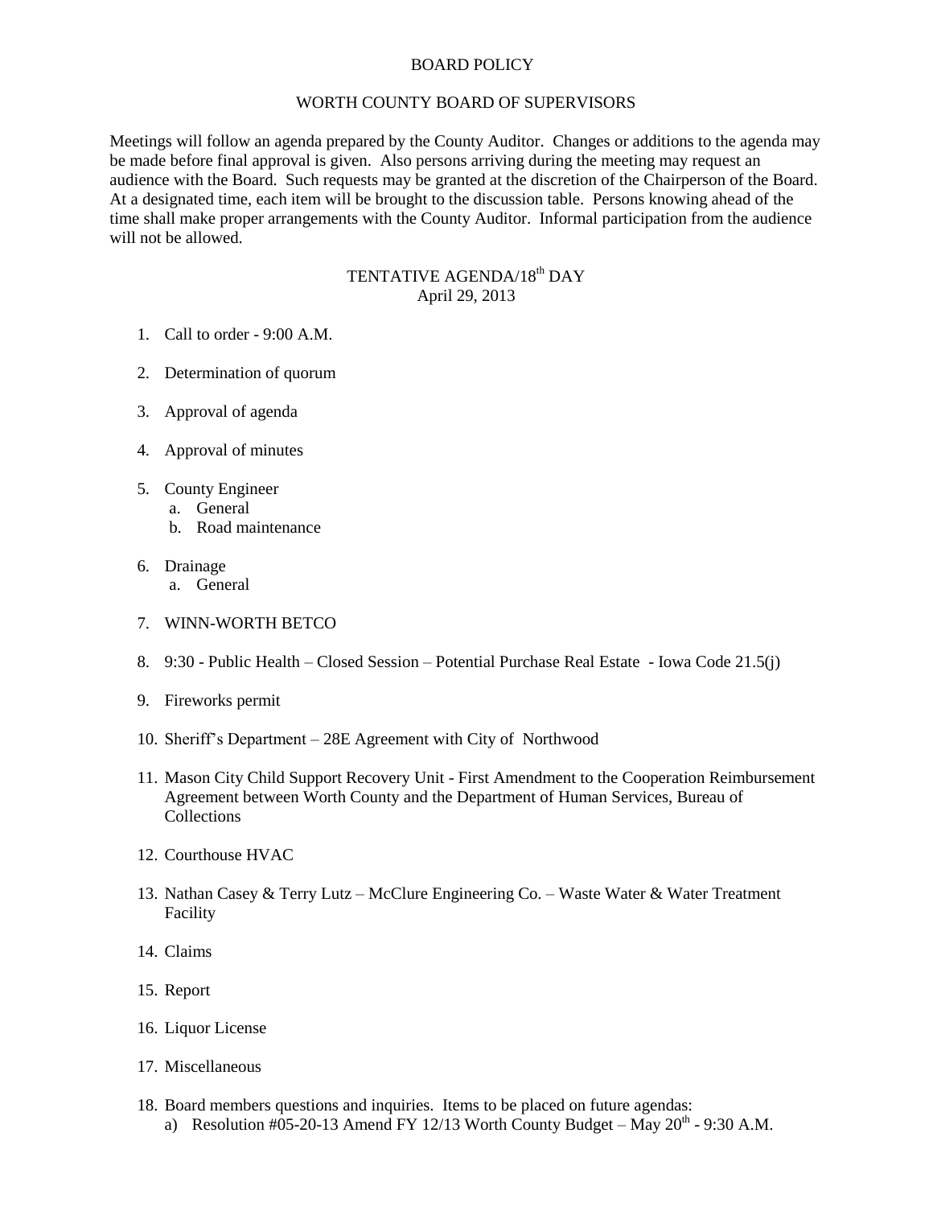# BOARD POLICY

## WORTH COUNTY BOARD OF SUPERVISORS

Meetings will follow an agenda prepared by the County Auditor. Changes or additions to the agenda may be made before final approval is given. Also persons arriving during the meeting may request an audience with the Board. Such requests may be granted at the discretion of the Chairperson of the Board. At a designated time, each item will be brought to the discussion table. Persons knowing ahead of the time shall make proper arrangements with the County Auditor. Informal participation from the audience will not be allowed.

## TENTATIVE AGENDA/18th DAY
April 29, 2013

1. Call to order - 9:00 A.M.

2. Determination of quorum

3. Approval of agenda

4. Approval of minutes

5. County Engineer
   a. General
   b. Road maintenance

6. Drainage
   a. General

7. WINN-WORTH BETCO

8. 9:30 - Public Health – Closed Session – Potential Purchase Real Estate - Iowa Code 21.5(j)

9. Fireworks permit

10. Sheriff's Department – 28E Agreement with City of Northwood

11. Mason City Child Support Recovery Unit - First Amendment to the Cooperation Reimbursement Agreement between Worth County and the Department of Human Services, Bureau of Collections

12. Courthouse HVAC

13. Nathan Casey & Terry Lutz – McClure Engineering Co. – Waste Water & Water Treatment Facility

14. Claims

15. Report

16. Liquor License

17. Miscellaneous

18. Board members questions and inquiries. Items to be placed on future agendas:
    a) Resolution #05-20-13 Amend FY 12/13 Worth County Budget – May 20th - 9:30 A.M.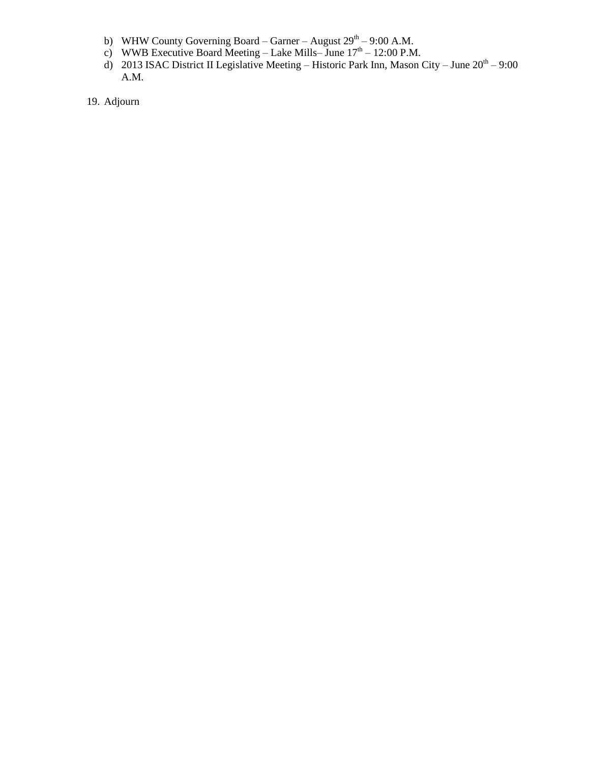b) WHW County Governing Board – Garner – August 29th – 9:00 A.M.
c) WWB Executive Board Meeting – Lake Mills– June 17th – 12:00 P.M.
d) 2013 ISAC District II Legislative Meeting – Historic Park Inn, Mason City – June 20th – 9:00 A.M.

19. Adjourn